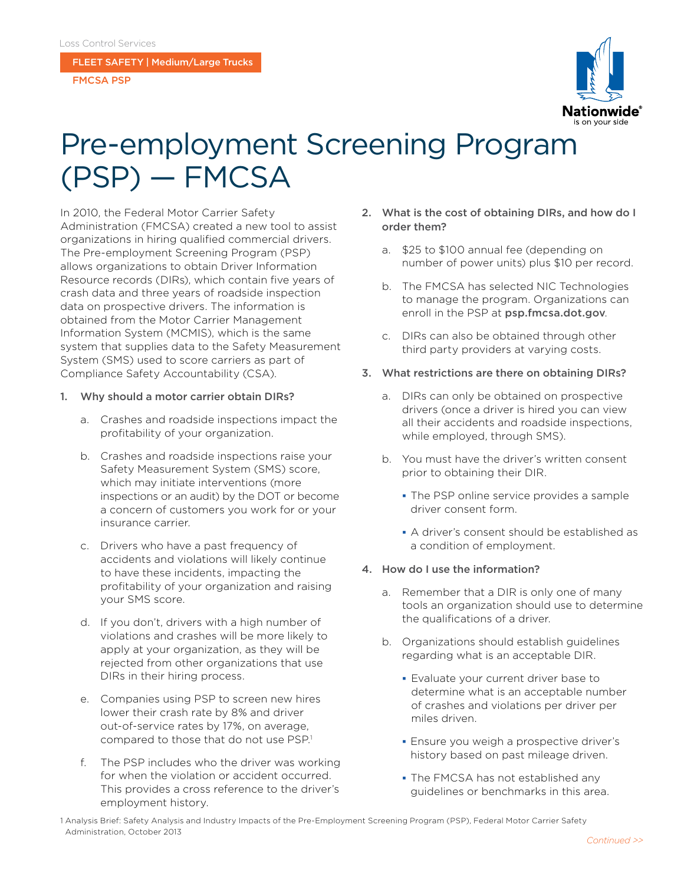Loss Control Services

**FLEET SAFETY | Medium/Large Trucks**

**FMCSA PSP**

# Pre-employment Screening Program (PSP) — FMCSA

In 2010, the Federal Motor Carrier Safety Administration (FMCSA) created a new tool to assist organizations in hiring qualified commercial drivers. The Pre-employment Screening Program (PSP) allows organizations to obtain Driver Information Resource records (DIRs), which contain five years of crash data and three years of roadside inspection data on prospective drivers. The information is obtained from the Motor Carrier Management Information System (MCMIS), which is the same system that supplies data to the Safety Measurement System (SMS) used to score carriers as part of Compliance Safety Accountability (CSA).

1. **Why should a motor carrier obtain DIRs?**

   a. Crashes and roadside inspections impact the profitability of your organization.

   b. Crashes and roadside inspections raise your Safety Measurement System (SMS) score, which may initiate interventions (more inspections or an audit) by the DOT or become a concern of customers you work for or your insurance carrier.

   c. Drivers who have a past frequency of accidents and violations will likely continue to have these incidents, impacting the profitability of your organization and raising your SMS score.

   d. If you don't, drivers with a high number of violations and crashes will be more likely to apply at your organization, as they will be rejected from other organizations that use DIRs in their hiring process.

   e. Companies using PSP to screen new hires lower their crash rate by 8% and driver out-of-service rates by 17%, on average, compared to those that do not use PSP.[1]

   f. The PSP includes who the driver was working for when the violation or accident occurred. This provides a cross reference to the driver's employment history.

2. **What is the cost of obtaining DIRs, and how do I order them?**

   a. $25 to $100 annual fee (depending on number of power units) plus $10 per record.

   b. The FMCSA has selected NIC Technologies to manage the program. Organizations can enroll in the PSP at **psp.fmcsa.dot.gov**.

   c. DIRs can also be obtained through other third party providers at varying costs.

3. **What restrictions are there on obtaining DIRs?**

   a. DIRs can only be obtained on prospective drivers (once a driver is hired you can view all their accidents and roadside inspections, while employed, through SMS).

   b. You must have the driver's written consent prior to obtaining their DIR.

      - The PSP online service provides a sample driver consent form.
      - A driver's consent should be established as a condition of employment.

4. **How do I use the information?**

   a. Remember that a DIR is only one of many tools an organization should use to determine the qualifications of a driver.

   b. Organizations should establish guidelines regarding what is an acceptable DIR.

      - Evaluate your current driver base to determine what is an acceptable number of crashes and violations per driver per miles driven.
      - Ensure you weigh a prospective driver's history based on past mileage driven.
      - The FMCSA has not established any guidelines or benchmarks in this area.

1 Analysis Brief: Safety Analysis and Industry Impacts of the Pre-Employment Screening Program (PSP), Federal Motor Carrier Safety Administration, October 2013

*Continued >>*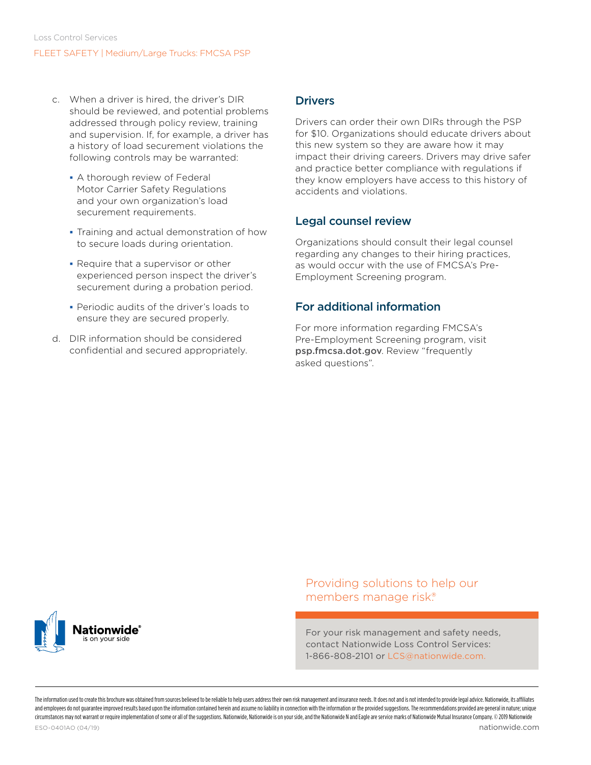c. When a driver is hired, the driver's DIR should be reviewed, and potential problems addressed through policy review, training and supervision. If, for example, a driver has a history of load securement violations the following controls may be warranted:

   - A thorough review of Federal Motor Carrier Safety Regulations and your own organization's load securement requirements.
   - Training and actual demonstration of how to secure loads during orientation.
   - Require that a supervisor or other experienced person inspect the driver's securement during a probation period.
   - Periodic audits of the driver's loads to ensure they are secured properly.

d. DIR information should be considered confidential and secured appropriately.

## Drivers

Drivers can order their own DIRs through the PSP for $10. Organizations should educate drivers about this new system so they are aware how it may impact their driving careers. Drivers may drive safer and practice better compliance with regulations if they know employers have access to this history of accidents and violations.

## Legal counsel review

Organizations should consult their legal counsel regarding any changes to their hiring practices, as would occur with the use of FMCSA's Pre-Employment Screening program.

## For additional information

For more information regarding FMCSA's Pre-Employment Screening program, visit **psp.fmcsa.dot.gov**. Review "frequently asked questions".

Providing solutions to help our members manage risk®

For your risk management and safety needs, contact Nationwide Loss Control Services: 1-866-808-2101 or LCS@nationwide.com.

The information used to create this brochure was obtained from sources believed to be reliable to help users address their own risk management and insurance needs. It does not and is not intended to provide legal advice. Nationwide, its affiliates and employees do not guarantee improved results based upon the information contained herein and assume no liability in connection with the information or the provided suggestions. The recommendations provided are general in nature; unique circumstances may not warrant or require implementation of some or all of the suggestions. Nationwide, Nationwide is on your side, and the Nationwide N and Eagle are service marks of Nationwide Mutual Insurance Company. © 2019 Nationwide

ESO-0401AO (04/19)

nationwide.com